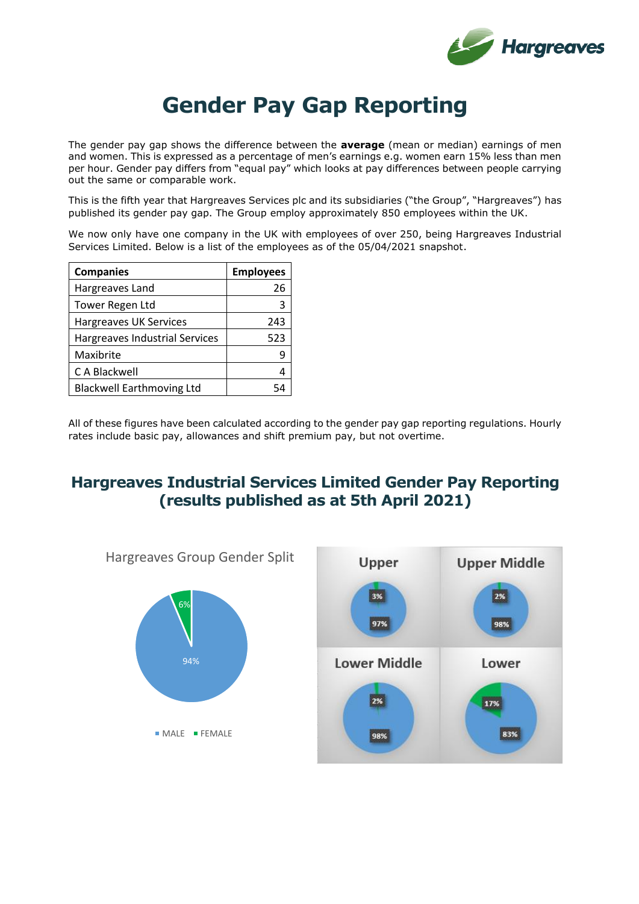# Gender Pay Gap Reporting

The gender pay gap shows the difference between the **average** (mean or median) earnings of men and women. This is expressed as a percentage of men's earnings e.g. women earn 15% less than men per hour. Gender pay differs from "equal pay" which looks at pay differences between people carrying out the same or comparable work.

This is the fifth year that Hargreaves Services plc and its subsidiaries ("the Group", "Hargreaves") has published its gender pay gap. The Group employ approximately 850 employees within the UK.

We now only have one company in the UK with employees of over 250, being Hargreaves Industrial Services Limited. Below is a list of the employees as of the 05/04/2021 snapshot.

| Companies | Employees |
|---|---|
| Hargreaves Land | 26 |
| Tower Regen Ltd | 3 |
| Hargreaves UK Services | 243 |
| Hargreaves Industrial Services | 523 |
| Maxibrite | 9 |
| C A Blackwell | 4 |
| Blackwell Earthmoving Ltd | 54 |

All of these figures have been calculated according to the gender pay gap reporting regulations. Hourly rates include basic pay, allowances and shift premium pay, but not overtime.

## Hargreaves Industrial Services Limited Gender Pay Reporting (results published as at 5th April 2021)

Hargreaves Group Gender Split

94%

6%

MALE FEMALE

| Quartile | Male | Female |
|---|---|---|
| Upper | 97% | 3% |
| Upper Middle | 98% | 2% |
| Lower Middle | 98% | 2% |
| Lower | 83% | 17% |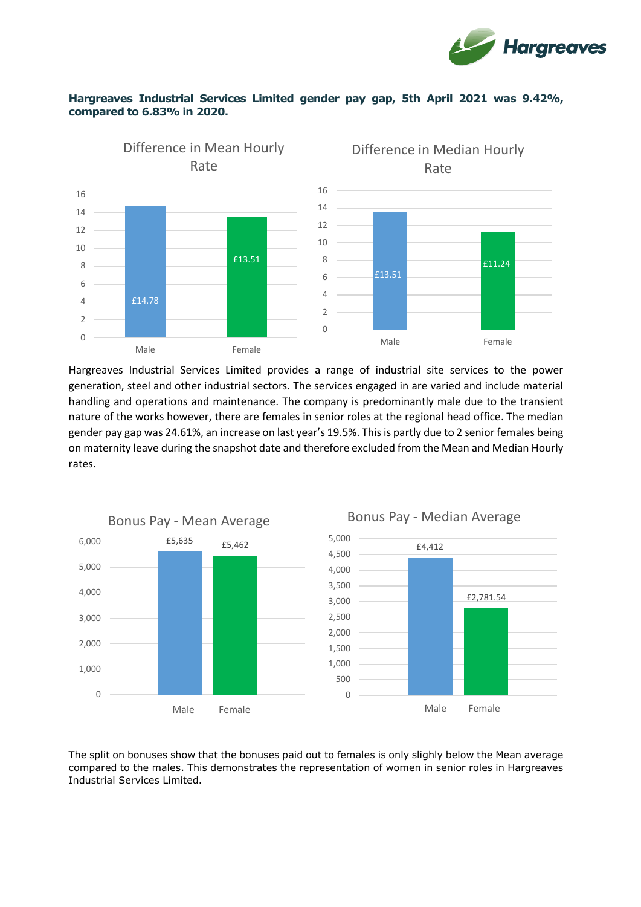**Hargreaves Industrial Services Limited gender pay gap, 5th April 2021 was 9.42%, compared to 6.83% in 2020.**

Difference in Mean Hourly Rate

| | Male | Female |
|---|---|---|
| Mean Hourly Rate | £14.78 | £13.51 |

Difference in Median Hourly Rate

| | Male | Female |
|---|---|---|
| Median Hourly Rate | £13.51 | £11.24 |

Hargreaves Industrial Services Limited provides a range of industrial site services to the power generation, steel and other industrial sectors. The services engaged in are varied and include material handling and operations and maintenance. The company is predominantly male due to the transient nature of the works however, there are females in senior roles at the regional head office. The median gender pay gap was 24.61%, an increase on last year's 19.5%. This is partly due to 2 senior females being on maternity leave during the snapshot date and therefore excluded from the Mean and Median Hourly rates.

Bonus Pay - Mean Average

| | Male | Female |
|---|---|---|
| Bonus Pay - Mean Average | £5,635 | £5,462 |

Bonus Pay - Median Average

| | Male | Female |
|---|---|---|
| Bonus Pay - Median Average | £4,412 | £2,781.54 |

The split on bonuses show that the bonuses paid out to females is only slighly below the Mean average compared to the males. This demonstrates the representation of women in senior roles in Hargreaves Industrial Services Limited.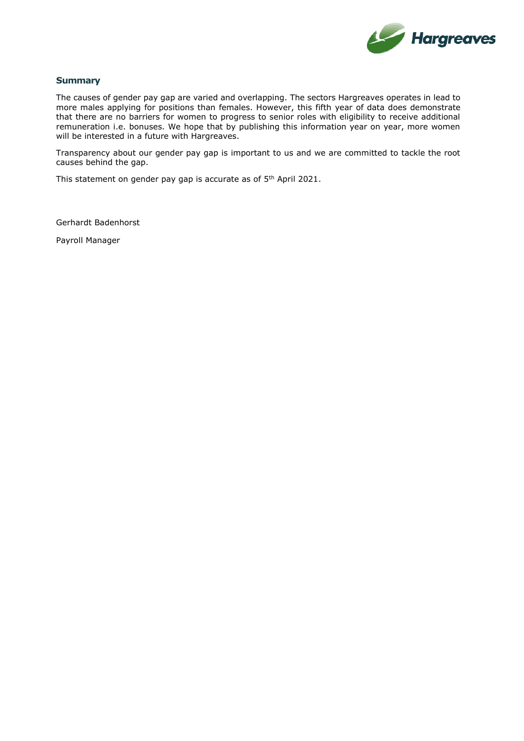## Summary

The causes of gender pay gap are varied and overlapping. The sectors Hargreaves operates in lead to more males applying for positions than females. However, this fifth year of data does demonstrate that there are no barriers for women to progress to senior roles with eligibility to receive additional remuneration i.e. bonuses. We hope that by publishing this information year on year, more women will be interested in a future with Hargreaves.

Transparency about our gender pay gap is important to us and we are committed to tackle the root causes behind the gap.

This statement on gender pay gap is accurate as of 5th April 2021.

Gerhardt Badenhorst

Payroll Manager